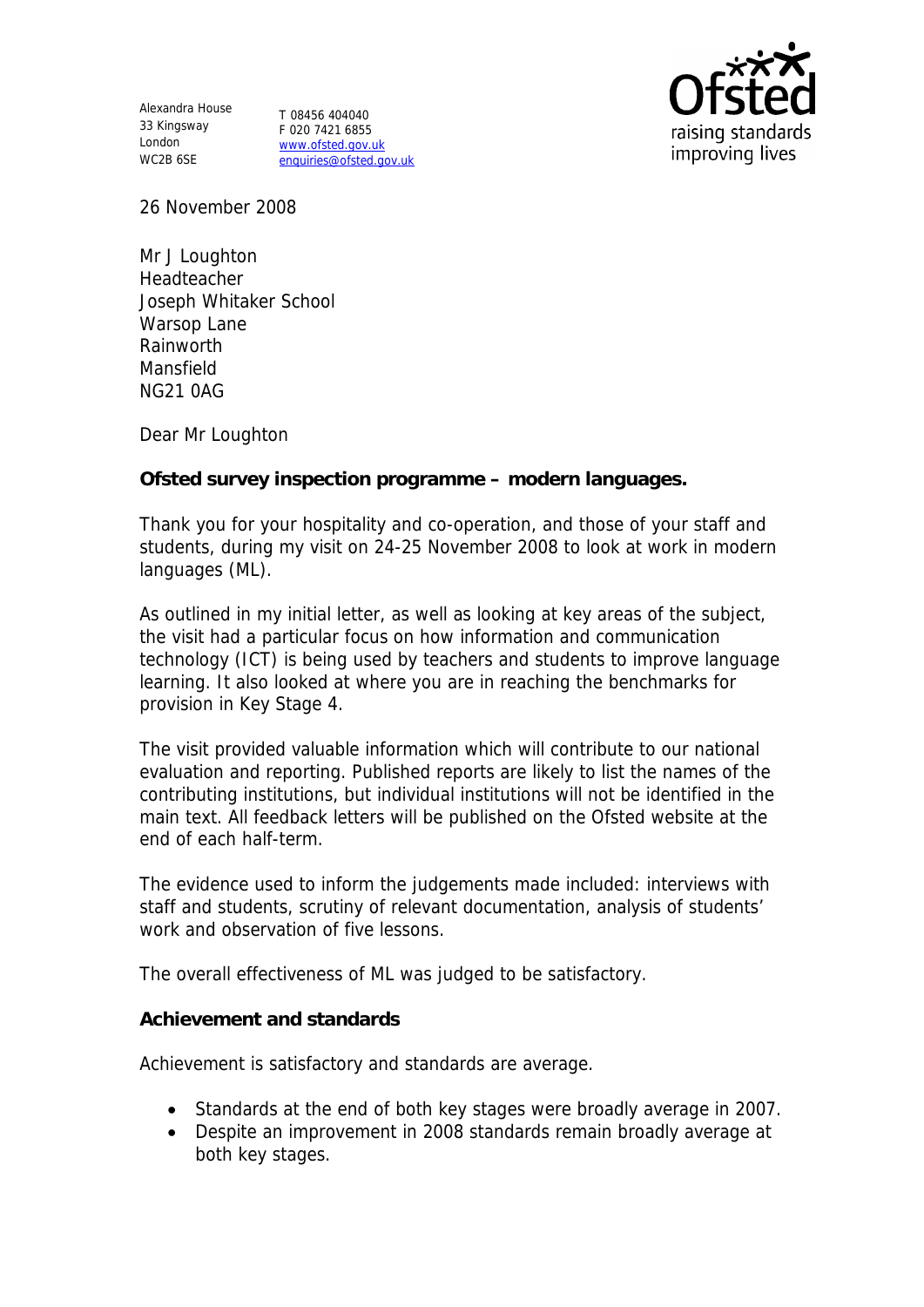Alexandra House
33 Kingsway
London
WC2B 6SE

T 08456 404040
F 020 7421 6855
www.ofsted.gov.uk
enquiries@ofsted.gov.uk

Ofsted
raising standards
improving lives

26 November 2008

Mr J Loughton
Headteacher
Joseph Whitaker School
Warsop Lane
Rainworth
Mansfield
NG21 0AG

Dear Mr Loughton

**Ofsted survey inspection programme – modern languages.**

Thank you for your hospitality and co-operation, and those of your staff and students, during my visit on 24-25 November 2008 to look at work in modern languages (ML).

As outlined in my initial letter, as well as looking at key areas of the subject, the visit had a particular focus on how information and communication technology (ICT) is being used by teachers and students to improve language learning. It also looked at where you are in reaching the benchmarks for provision in Key Stage 4.

The visit provided valuable information which will contribute to our national evaluation and reporting. Published reports are likely to list the names of the contributing institutions, but individual institutions will not be identified in the main text. All feedback letters will be published on the Ofsted website at the end of each half-term.

The evidence used to inform the judgements made included: interviews with staff and students, scrutiny of relevant documentation, analysis of students' work and observation of five lessons.

The overall effectiveness of ML was judged to be satisfactory.

**Achievement and standards**

Achievement is satisfactory and standards are average.

- Standards at the end of both key stages were broadly average in 2007.
- Despite an improvement in 2008 standards remain broadly average at both key stages.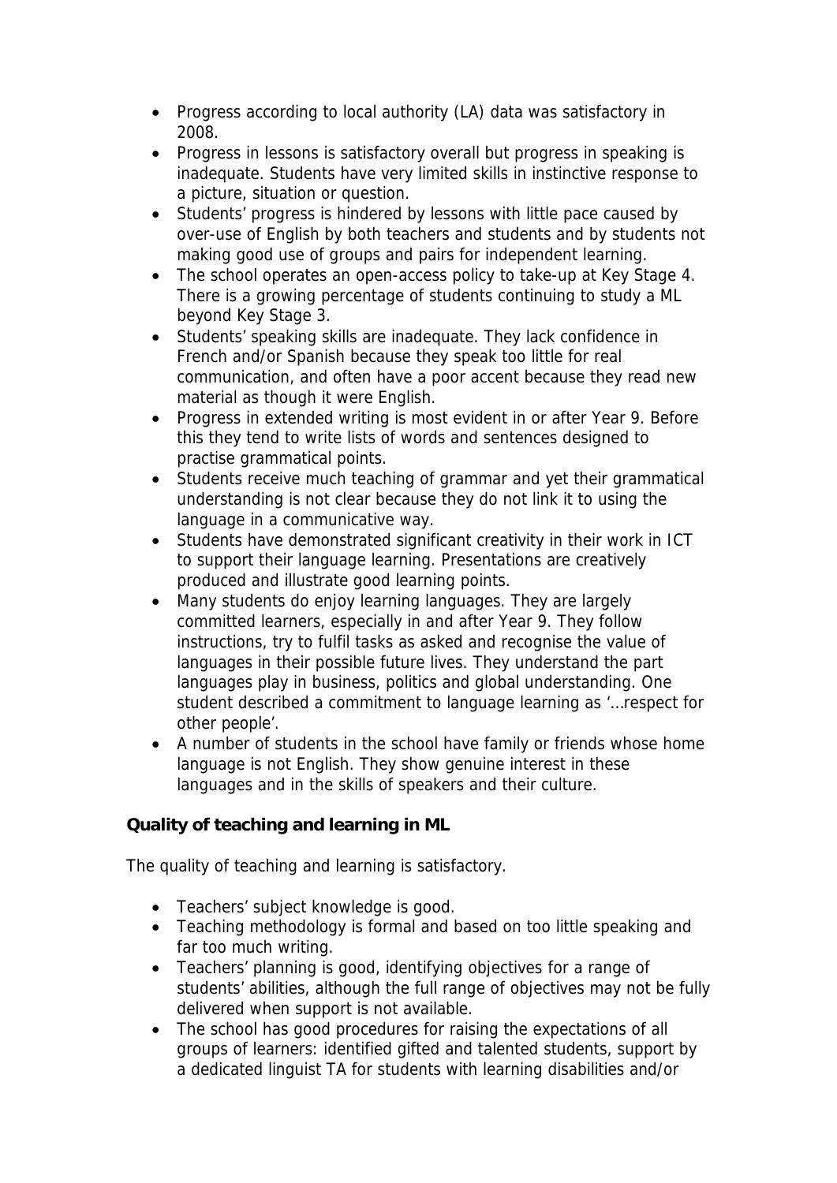- Progress according to local authority (LA) data was satisfactory in 2008.
- Progress in lessons is satisfactory overall but progress in speaking is inadequate. Students have very limited skills in instinctive response to a picture, situation or question.
- Students' progress is hindered by lessons with little pace caused by over-use of English by both teachers and students and by students not making good use of groups and pairs for independent learning.
- The school operates an open-access policy to take-up at Key Stage 4. There is a growing percentage of students continuing to study a ML beyond Key Stage 3.
- Students' speaking skills are inadequate. They lack confidence in French and/or Spanish because they speak too little for real communication, and often have a poor accent because they read new material as though it were English.
- Progress in extended writing is most evident in or after Year 9. Before this they tend to write lists of words and sentences designed to practise grammatical points.
- Students receive much teaching of grammar and yet their grammatical understanding is not clear because they do not link it to using the language in a communicative way.
- Students have demonstrated significant creativity in their work in ICT to support their language learning. Presentations are creatively produced and illustrate good learning points.
- Many students do enjoy learning languages. They are largely committed learners, especially in and after Year 9. They follow instructions, try to fulfil tasks as asked and recognise the value of languages in their possible future lives. They understand the part languages play in business, politics and global understanding. One student described a commitment to language learning as '...respect for other people'.
- A number of students in the school have family or friends whose home language is not English. They show genuine interest in these languages and in the skills of speakers and their culture.

**Quality of teaching and learning in ML**

The quality of teaching and learning is satisfactory.

- Teachers' subject knowledge is good.
- Teaching methodology is formal and based on too little speaking and far too much writing.
- Teachers' planning is good, identifying objectives for a range of students' abilities, although the full range of objectives may not be fully delivered when support is not available.
- The school has good procedures for raising the expectations of all groups of learners: identified gifted and talented students, support by a dedicated linguist TA for students with learning disabilities and/or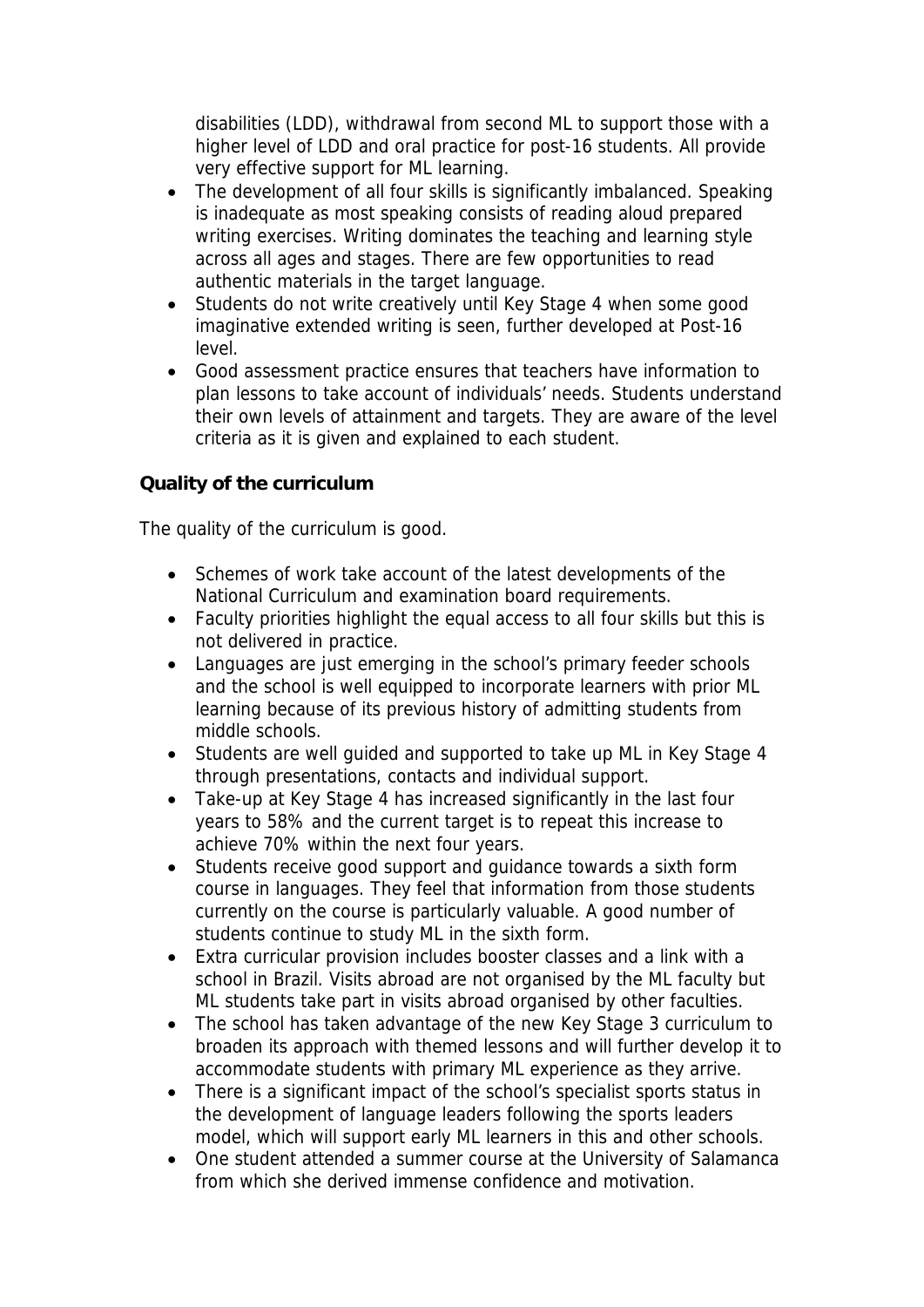disabilities (LDD), withdrawal from second ML to support those with a higher level of LDD and oral practice for post-16 students. All provide very effective support for ML learning.

- The development of all four skills is significantly imbalanced. Speaking is inadequate as most speaking consists of reading aloud prepared writing exercises. Writing dominates the teaching and learning style across all ages and stages. There are few opportunities to read authentic materials in the target language.
- Students do not write creatively until Key Stage 4 when some good imaginative extended writing is seen, further developed at Post-16 level.
- Good assessment practice ensures that teachers have information to plan lessons to take account of individuals' needs. Students understand their own levels of attainment and targets. They are aware of the level criteria as it is given and explained to each student.

**Quality of the curriculum**

The quality of the curriculum is good.

- Schemes of work take account of the latest developments of the National Curriculum and examination board requirements.
- Faculty priorities highlight the equal access to all four skills but this is not delivered in practice.
- Languages are just emerging in the school's primary feeder schools and the school is well equipped to incorporate learners with prior ML learning because of its previous history of admitting students from middle schools.
- Students are well guided and supported to take up ML in Key Stage 4 through presentations, contacts and individual support.
- Take-up at Key Stage 4 has increased significantly in the last four years to 58% and the current target is to repeat this increase to achieve 70% within the next four years.
- Students receive good support and guidance towards a sixth form course in languages. They feel that information from those students currently on the course is particularly valuable. A good number of students continue to study ML in the sixth form.
- Extra curricular provision includes booster classes and a link with a school in Brazil. Visits abroad are not organised by the ML faculty but ML students take part in visits abroad organised by other faculties.
- The school has taken advantage of the new Key Stage 3 curriculum to broaden its approach with themed lessons and will further develop it to accommodate students with primary ML experience as they arrive.
- There is a significant impact of the school's specialist sports status in the development of language leaders following the sports leaders model, which will support early ML learners in this and other schools.
- One student attended a summer course at the University of Salamanca from which she derived immense confidence and motivation.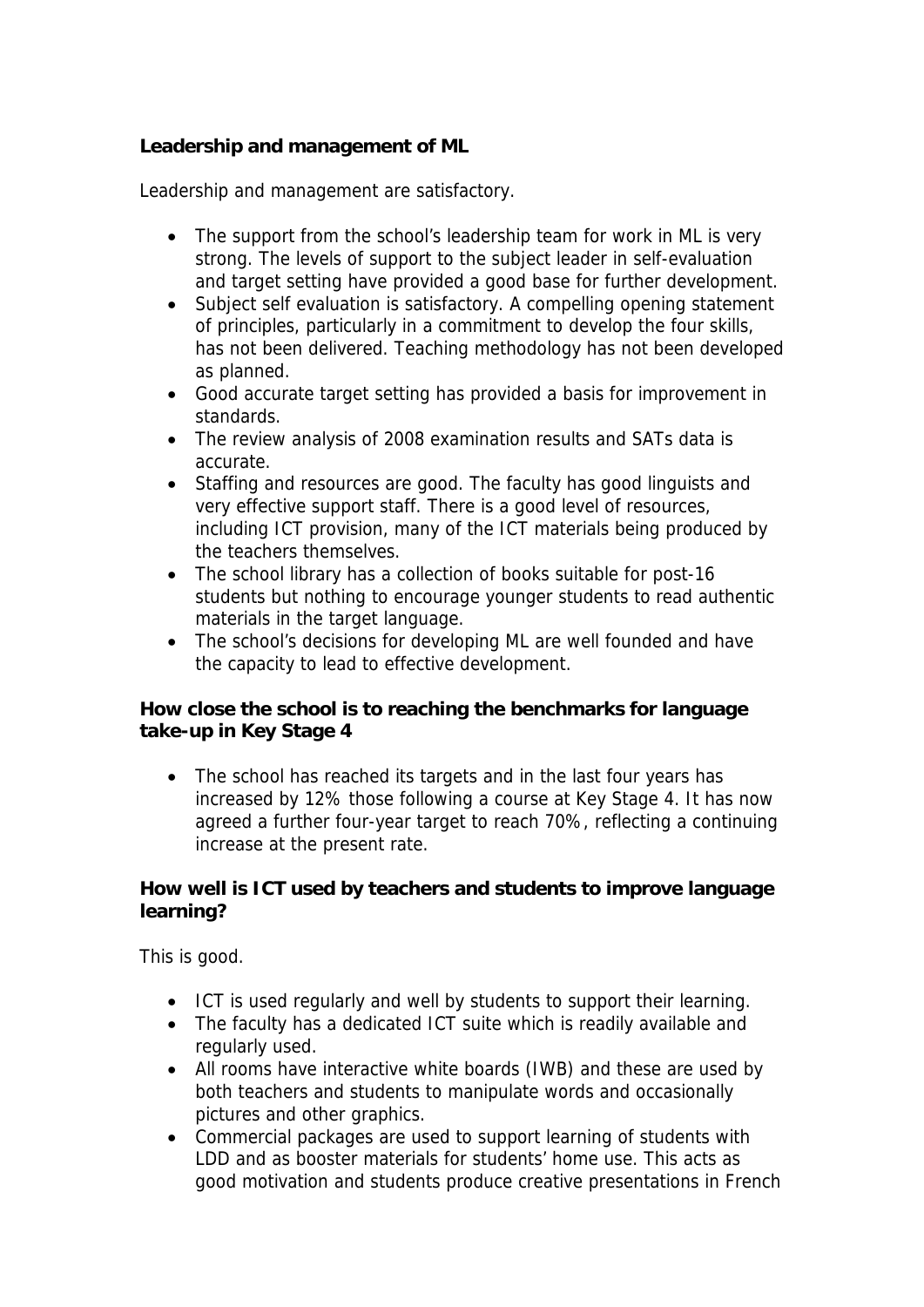**Leadership and management of ML**

Leadership and management are satisfactory.

- The support from the school's leadership team for work in ML is very strong. The levels of support to the subject leader in self-evaluation and target setting have provided a good base for further development.
- Subject self evaluation is satisfactory. A compelling opening statement of principles, particularly in a commitment to develop the four skills, has not been delivered. Teaching methodology has not been developed as planned.
- Good accurate target setting has provided a basis for improvement in standards.
- The review analysis of 2008 examination results and SATs data is accurate.
- Staffing and resources are good. The faculty has good linguists and very effective support staff. There is a good level of resources, including ICT provision, many of the ICT materials being produced by the teachers themselves.
- The school library has a collection of books suitable for post-16 students but nothing to encourage younger students to read authentic materials in the target language.
- The school's decisions for developing ML are well founded and have the capacity to lead to effective development.

**How close the school is to reaching the benchmarks for language take-up in Key Stage 4**

- The school has reached its targets and in the last four years has increased by 12% those following a course at Key Stage 4. It has now agreed a further four-year target to reach 70%, reflecting a continuing increase at the present rate.

**How well is ICT used by teachers and students to improve language learning?**

This is good.

- ICT is used regularly and well by students to support their learning.
- The faculty has a dedicated ICT suite which is readily available and regularly used.
- All rooms have interactive white boards (IWB) and these are used by both teachers and students to manipulate words and occasionally pictures and other graphics.
- Commercial packages are used to support learning of students with LDD and as booster materials for students' home use. This acts as good motivation and students produce creative presentations in French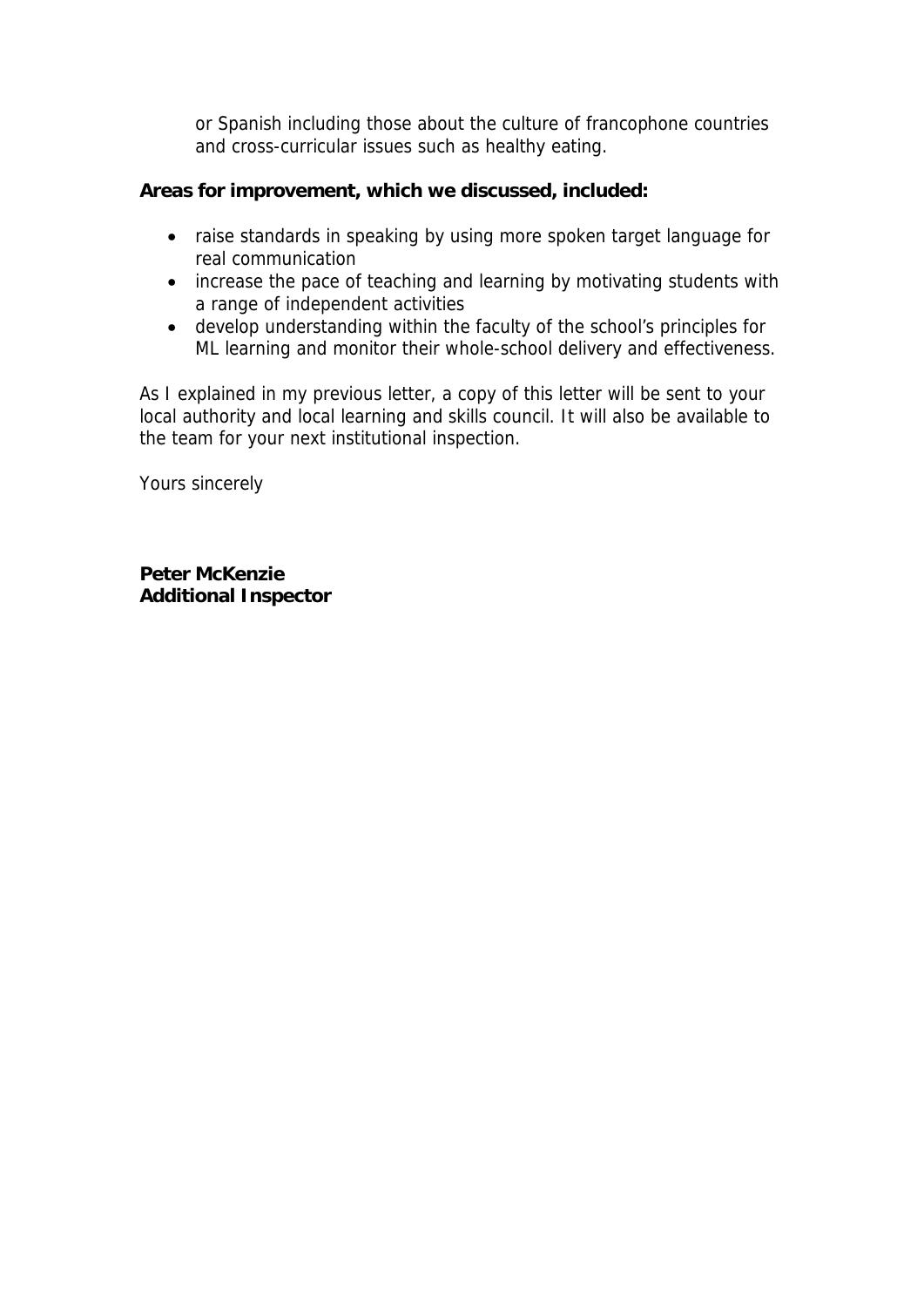or Spanish including those about the culture of francophone countries and cross-curricular issues such as healthy eating.

**Areas for improvement, which we discussed, included:**

- raise standards in speaking by using more spoken target language for real communication
- increase the pace of teaching and learning by motivating students with a range of independent activities
- develop understanding within the faculty of the school's principles for ML learning and monitor their whole-school delivery and effectiveness.

As I explained in my previous letter, a copy of this letter will be sent to your local authority and local learning and skills council. It will also be available to the team for your next institutional inspection.

Yours sincerely

**Peter McKenzie**
**Additional Inspector**